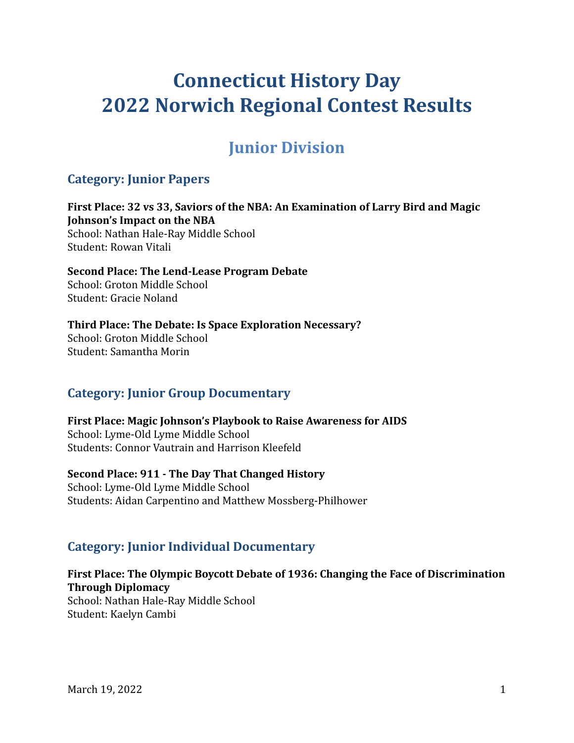# Connecticut History Day
# 2022 Norwich Regional Contest Results

## Junior Division

### Category: Junior Papers

**First Place: 32 vs 33, Saviors of the NBA: An Examination of Larry Bird and Magic Johnson's Impact on the NBA**
School: Nathan Hale-Ray Middle School
Student: Rowan Vitali

**Second Place: The Lend-Lease Program Debate**
School: Groton Middle School
Student: Gracie Noland

**Third Place: The Debate: Is Space Exploration Necessary?**
School: Groton Middle School
Student: Samantha Morin

### Category: Junior Group Documentary

**First Place: Magic Johnson's Playbook to Raise Awareness for AIDS**
School: Lyme-Old Lyme Middle School
Students: Connor Vautrain and Harrison Kleefeld

**Second Place: 911 - The Day That Changed History**
School: Lyme-Old Lyme Middle School
Students: Aidan Carpentino and Matthew Mossberg-Philhower

### Category: Junior Individual Documentary

**First Place: The Olympic Boycott Debate of 1936: Changing the Face of Discrimination Through Diplomacy**
School: Nathan Hale-Ray Middle School
Student: Kaelyn Cambi

March 19, 2022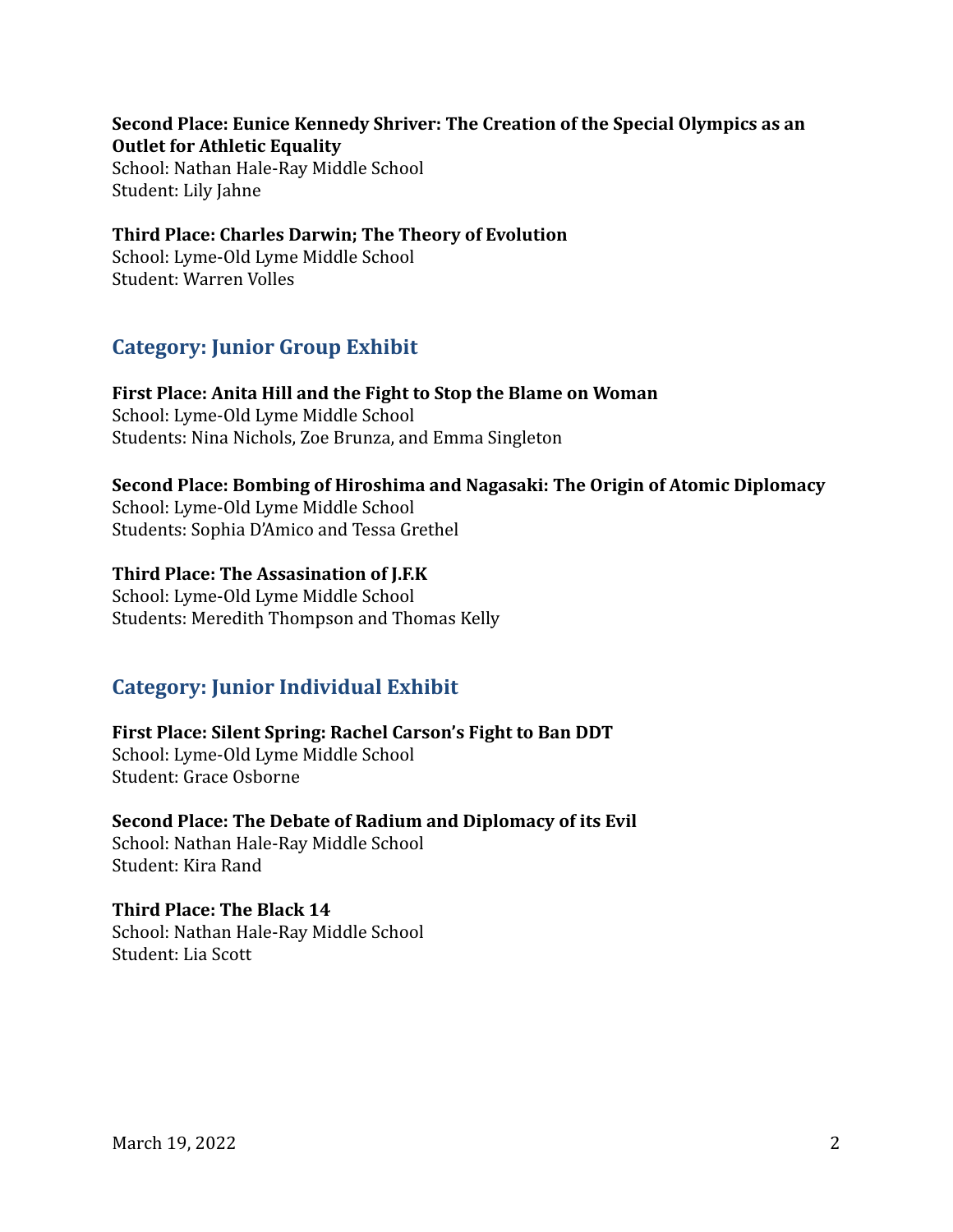**Second Place: Eunice Kennedy Shriver: The Creation of the Special Olympics as an Outlet for Athletic Equality**
School: Nathan Hale-Ray Middle School
Student: Lily Jahne

**Third Place: Charles Darwin; The Theory of Evolution**
School: Lyme-Old Lyme Middle School
Student: Warren Volles

## Category: Junior Group Exhibit

**First Place: Anita Hill and the Fight to Stop the Blame on Woman**
School: Lyme-Old Lyme Middle School
Students: Nina Nichols, Zoe Brunza, and Emma Singleton

**Second Place: Bombing of Hiroshima and Nagasaki: The Origin of Atomic Diplomacy**
School: Lyme-Old Lyme Middle School
Students: Sophia D'Amico and Tessa Grethel

**Third Place: The Assasination of J.F.K**
School: Lyme-Old Lyme Middle School
Students: Meredith Thompson and Thomas Kelly

## Category: Junior Individual Exhibit

**First Place: Silent Spring: Rachel Carson's Fight to Ban DDT**
School: Lyme-Old Lyme Middle School
Student: Grace Osborne

**Second Place: The Debate of Radium and Diplomacy of its Evil**
School: Nathan Hale-Ray Middle School
Student: Kira Rand

**Third Place: The Black 14**
School: Nathan Hale-Ray Middle School
Student: Lia Scott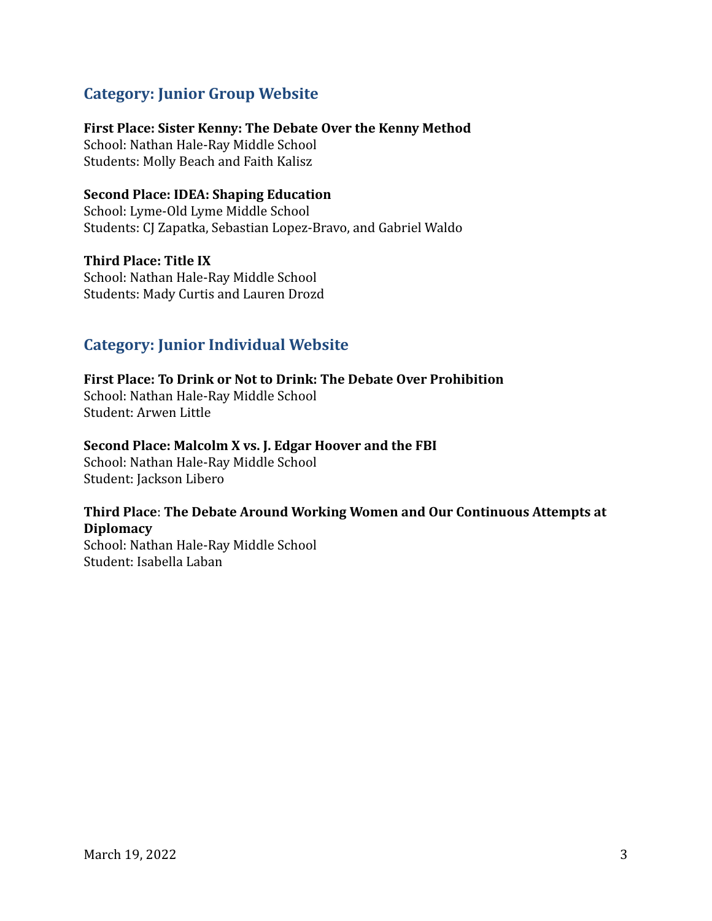## Category: Junior Group Website

**First Place: Sister Kenny: The Debate Over the Kenny Method**
School: Nathan Hale-Ray Middle School
Students: Molly Beach and Faith Kalisz

**Second Place: IDEA: Shaping Education**
School: Lyme-Old Lyme Middle School
Students: CJ Zapatka, Sebastian Lopez-Bravo, and Gabriel Waldo

**Third Place: Title IX**
School: Nathan Hale-Ray Middle School
Students: Mady Curtis and Lauren Drozd

## Category: Junior Individual Website

**First Place: To Drink or Not to Drink: The Debate Over Prohibition**
School: Nathan Hale-Ray Middle School
Student: Arwen Little

**Second Place: Malcolm X vs. J. Edgar Hoover and the FBI**
School: Nathan Hale-Ray Middle School
Student: Jackson Libero

**Third Place**: **The Debate Around Working Women and Our Continuous Attempts at Diplomacy**
School: Nathan Hale-Ray Middle School
Student: Isabella Laban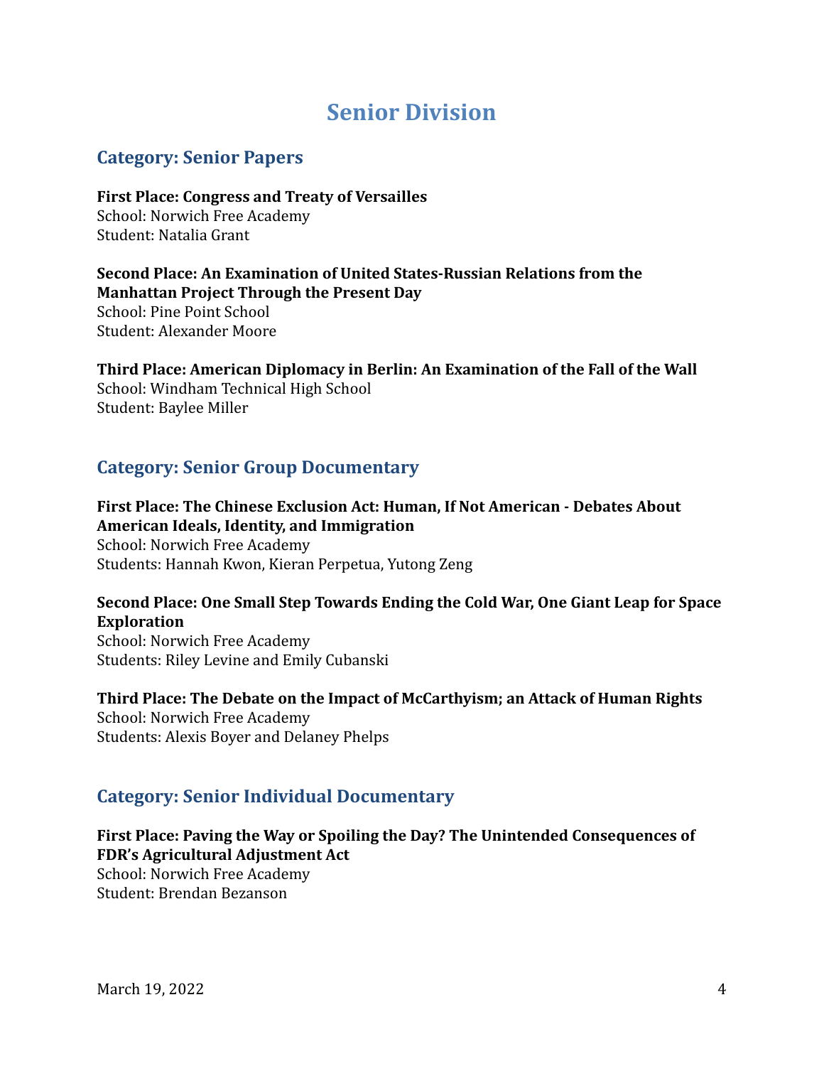# Senior Division

## Category: Senior Papers

**First Place: Congress and Treaty of Versailles**
School: Norwich Free Academy
Student: Natalia Grant

**Second Place: An Examination of United States-Russian Relations from the Manhattan Project Through the Present Day**
School: Pine Point School
Student: Alexander Moore

**Third Place: American Diplomacy in Berlin: An Examination of the Fall of the Wall**
School: Windham Technical High School
Student: Baylee Miller

## Category: Senior Group Documentary

**First Place: The Chinese Exclusion Act: Human, If Not American - Debates About American Ideals, Identity, and Immigration**
School: Norwich Free Academy
Students: Hannah Kwon, Kieran Perpetua, Yutong Zeng

**Second Place: One Small Step Towards Ending the Cold War, One Giant Leap for Space Exploration**
School: Norwich Free Academy
Students: Riley Levine and Emily Cubanski

**Third Place: The Debate on the Impact of McCarthyism; an Attack of Human Rights**
School: Norwich Free Academy
Students: Alexis Boyer and Delaney Phelps

## Category: Senior Individual Documentary

**First Place: Paving the Way or Spoiling the Day? The Unintended Consequences of FDR's Agricultural Adjustment Act**
School: Norwich Free Academy
Student: Brendan Bezanson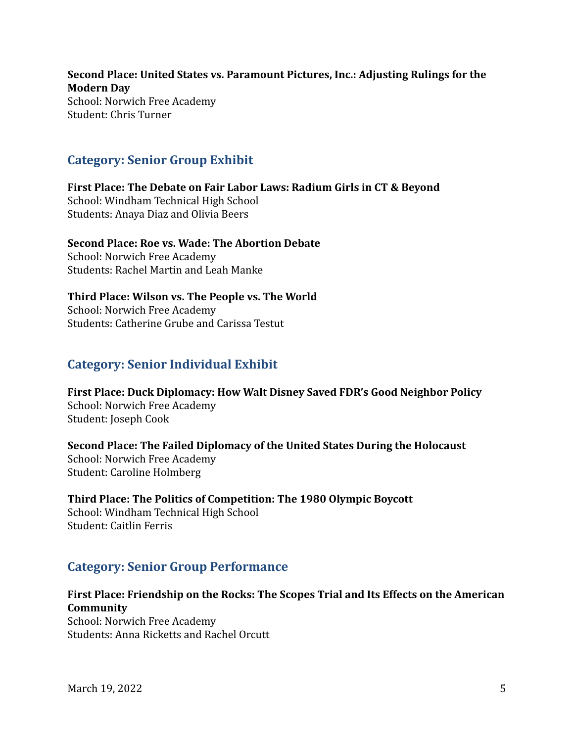**Second Place: United States vs. Paramount Pictures, Inc.: Adjusting Rulings for the Modern Day**
School: Norwich Free Academy
Student: Chris Turner

## Category: Senior Group Exhibit

**First Place: The Debate on Fair Labor Laws: Radium Girls in CT & Beyond**
School: Windham Technical High School
Students: Anaya Diaz and Olivia Beers

**Second Place: Roe vs. Wade: The Abortion Debate**
School: Norwich Free Academy
Students: Rachel Martin and Leah Manke

**Third Place: Wilson vs. The People vs. The World**
School: Norwich Free Academy
Students: Catherine Grube and Carissa Testut

## Category: Senior Individual Exhibit

**First Place: Duck Diplomacy: How Walt Disney Saved FDR's Good Neighbor Policy**
School: Norwich Free Academy
Student: Joseph Cook

**Second Place: The Failed Diplomacy of the United States During the Holocaust**
School: Norwich Free Academy
Student: Caroline Holmberg

**Third Place: The Politics of Competition: The 1980 Olympic Boycott**
School: Windham Technical High School
Student: Caitlin Ferris

## Category: Senior Group Performance

**First Place: Friendship on the Rocks: The Scopes Trial and Its Effects on the American Community**
School: Norwich Free Academy
Students: Anna Ricketts and Rachel Orcutt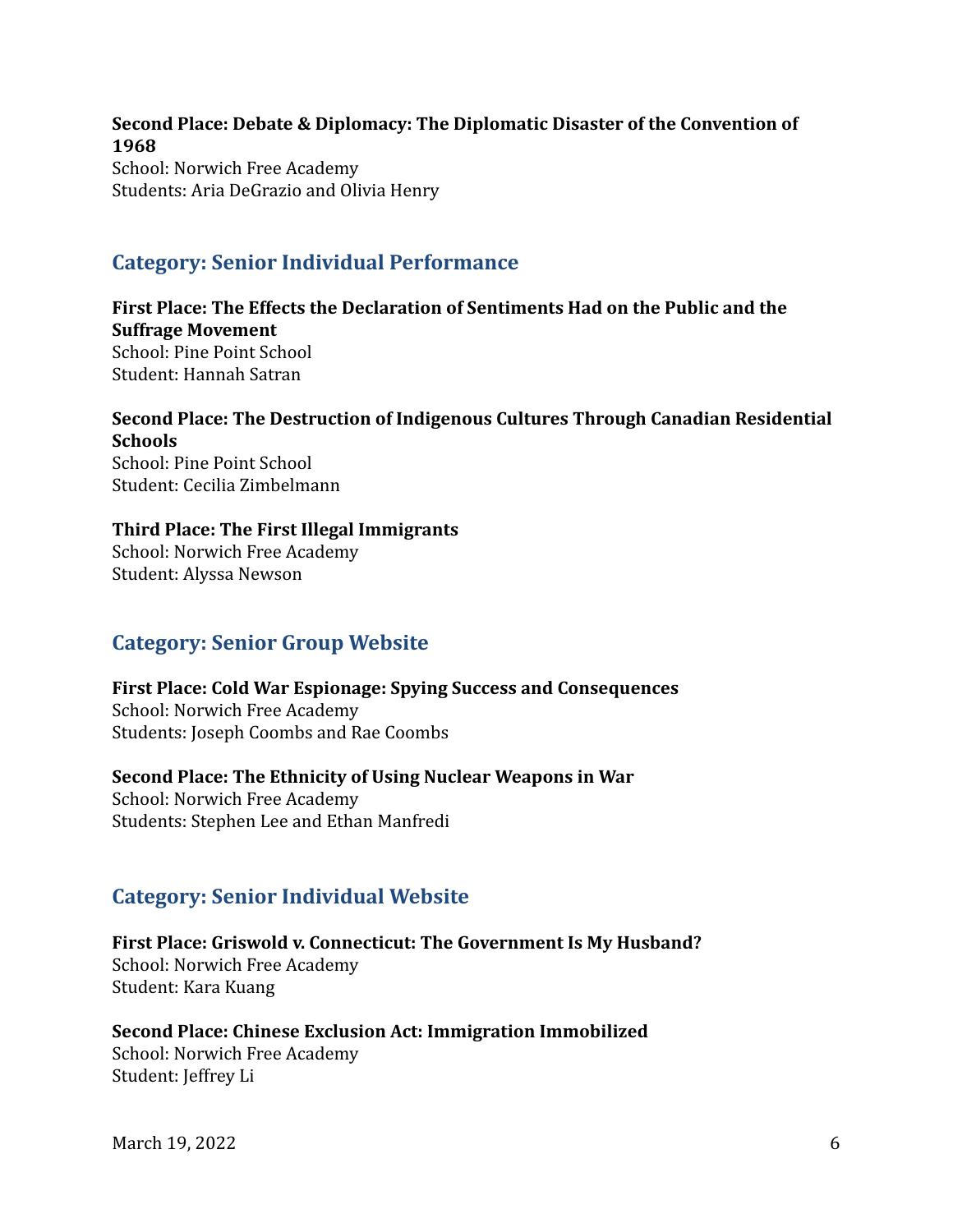**Second Place: Debate & Diplomacy: The Diplomatic Disaster of the Convention of 1968**
School: Norwich Free Academy
Students: Aria DeGrazio and Olivia Henry

## Category: Senior Individual Performance

**First Place: The Effects the Declaration of Sentiments Had on the Public and the Suffrage Movement**
School: Pine Point School
Student: Hannah Satran

**Second Place: The Destruction of Indigenous Cultures Through Canadian Residential Schools**
School: Pine Point School
Student: Cecilia Zimbelmann

**Third Place: The First Illegal Immigrants**
School: Norwich Free Academy
Student: Alyssa Newson

## Category: Senior Group Website

**First Place: Cold War Espionage: Spying Success and Consequences**
School: Norwich Free Academy
Students: Joseph Coombs and Rae Coombs

**Second Place: The Ethnicity of Using Nuclear Weapons in War**
School: Norwich Free Academy
Students: Stephen Lee and Ethan Manfredi

## Category: Senior Individual Website

**First Place: Griswold v. Connecticut: The Government Is My Husband?**
School: Norwich Free Academy
Student: Kara Kuang

**Second Place: Chinese Exclusion Act: Immigration Immobilized**
School: Norwich Free Academy
Student: Jeffrey Li

March 19, 2022